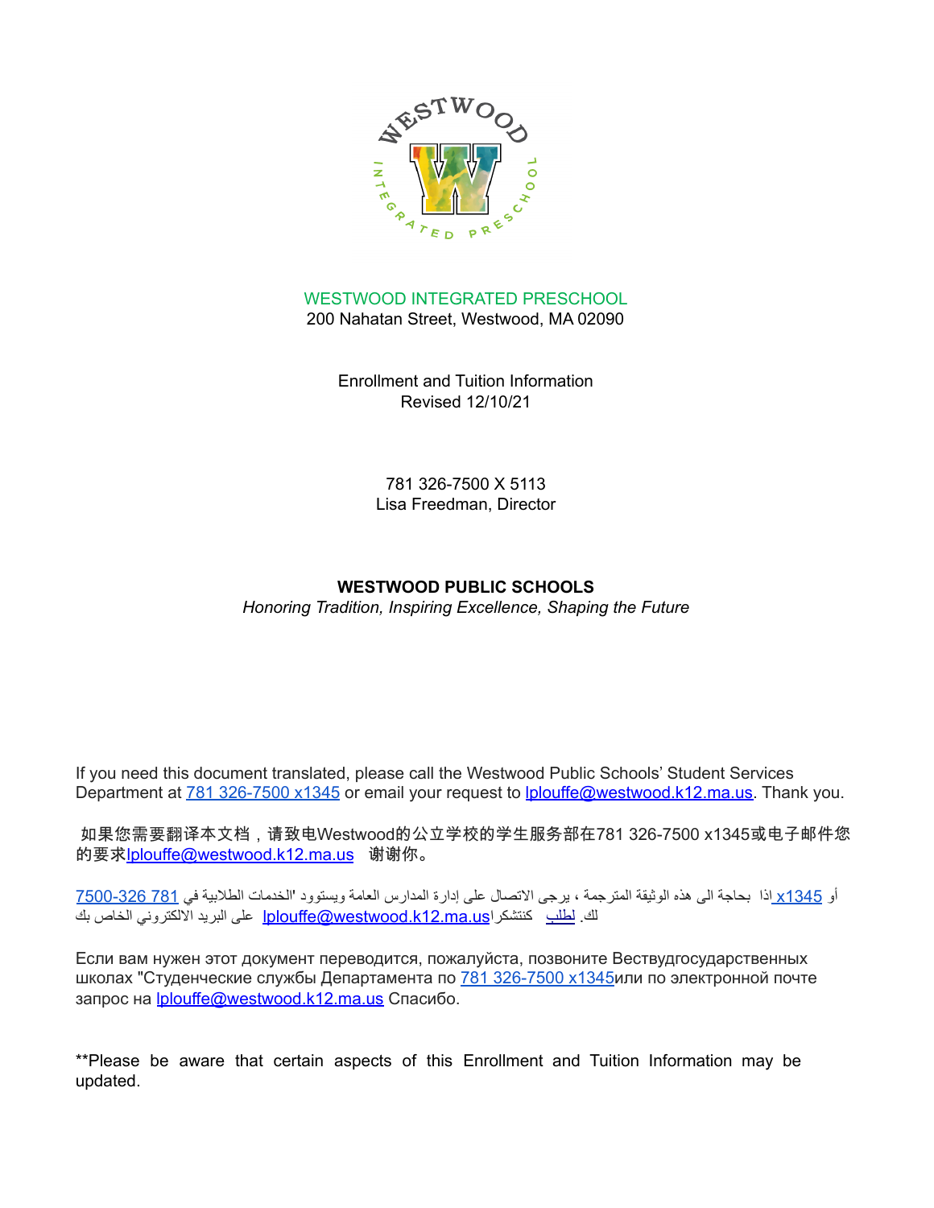WESTWOOD INTEGRATED PRESCHOOL

200 Nahatan Street, Westwood, MA 02090

Enrollment and Tuition Information

Revised 12/10/21

781 326-7500 X 5113

Lisa Freedman, Director

**WESTWOOD PUBLIC SCHOOLS**

*Honoring Tradition, Inspiring Excellence, Shaping the Future*

If you need this document translated, please call the Westwood Public Schools' Student Services Department at 781 326-7500 x1345 or email your request to lplouffe@westwood.k12.ma.us. Thank you.

如果您需要翻译本文档，请致电Westwood的公立学校的学生服务部在781 326-7500 x1345或电子邮件您的要求lplouffe@westwood.k12.ma.us 谢谢你。

اذا بحاجة الى هذه الوثيقة المترجمة ، يرجى الاتصال على إدارة المدارس العامة ويستوود 'الخدمات الطلابية في 781 326-7500 x1345 أو على البريد الالكتروني الخاص بك lplouffe@westwood.k12.ma.us كنتشكرا لطلب لك.

Если вам нужен этот документ переводится, пожалуйста, позвоните Вествудгосударственных школах "Студенческие службы Департамента по 781 326-7500 x1345или по электронной почте запрос на lplouffe@westwood.k12.ma.us Спасибо.

**Please be aware that certain aspects of this Enrollment and Tuition Information may be updated.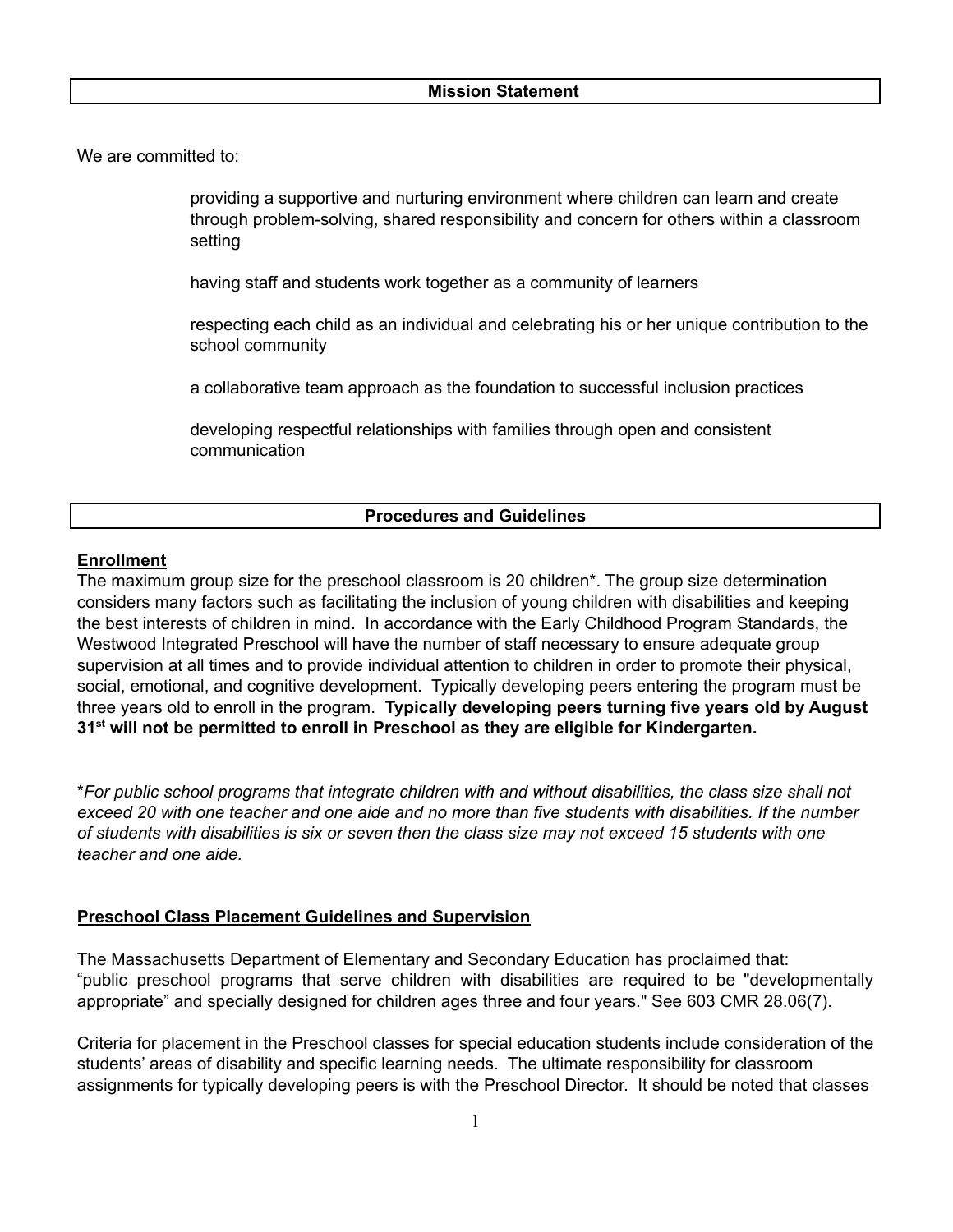## Mission Statement

We are committed to:

providing a supportive and nurturing environment where children can learn and create through problem-solving, shared responsibility and concern for others within a classroom setting

having staff and students work together as a community of learners

respecting each child as an individual and celebrating his or her unique contribution to the school community

a collaborative team approach as the foundation to successful inclusion practices

developing respectful relationships with families through open and consistent communication

## Procedures and Guidelines

### Enrollment

The maximum group size for the preschool classroom is 20 children*. The group size determination considers many factors such as facilitating the inclusion of young children with disabilities and keeping the best interests of children in mind. In accordance with the Early Childhood Program Standards, the Westwood Integrated Preschool will have the number of staff necessary to ensure adequate group supervision at all times and to provide individual attention to children in order to promote their physical, social, emotional, and cognitive development. Typically developing peers entering the program must be three years old to enroll in the program. **Typically developing peers turning five years old by August 31st will not be permitted to enroll in Preschool as they are eligible for Kindergarten.**

**For public school programs that integrate children with and without disabilities, the class size shall not exceed 20 with one teacher and one aide and no more than five students with disabilities. If the number of students with disabilities is six or seven then the class size may not exceed 15 students with one teacher and one aide.*

### Preschool Class Placement Guidelines and Supervision

The Massachusetts Department of Elementary and Secondary Education has proclaimed that: "public preschool programs that serve children with disabilities are required to be "developmentally appropriate" and specially designed for children ages three and four years." See 603 CMR 28.06(7).

Criteria for placement in the Preschool classes for special education students include consideration of the students' areas of disability and specific learning needs. The ultimate responsibility for classroom assignments for typically developing peers is with the Preschool Director. It should be noted that classes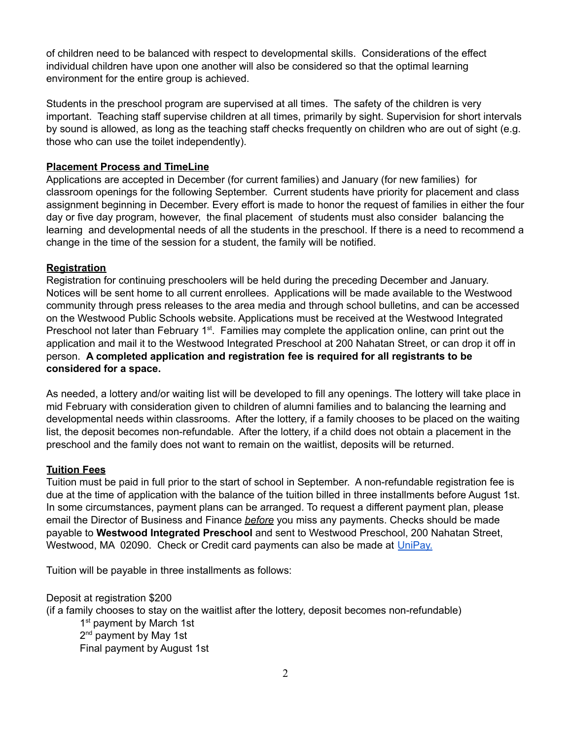of children need to be balanced with respect to developmental skills. Considerations of the effect individual children have upon one another will also be considered so that the optimal learning environment for the entire group is achieved.

Students in the preschool program are supervised at all times. The safety of the children is very important. Teaching staff supervise children at all times, primarily by sight. Supervision for short intervals by sound is allowed, as long as the teaching staff checks frequently on children who are out of sight (e.g. those who can use the toilet independently).

**Placement Process and TimeLine**

Applications are accepted in December (for current families) and January (for new families) for classroom openings for the following September. Current students have priority for placement and class assignment beginning in December. Every effort is made to honor the request of families in either the four day or five day program, however, the final placement of students must also consider balancing the learning and developmental needs of all the students in the preschool. If there is a need to recommend a change in the time of the session for a student, the family will be notified.

**Registration**

Registration for continuing preschoolers will be held during the preceding December and January. Notices will be sent home to all current enrollees. Applications will be made available to the Westwood community through press releases to the area media and through school bulletins, and can be accessed on the Westwood Public Schools website. Applications must be received at the Westwood Integrated Preschool not later than February 1st. Families may complete the application online, can print out the application and mail it to the Westwood Integrated Preschool at 200 Nahatan Street, or can drop it off in person. **A completed application and registration fee is required for all registrants to be considered for a space.**

As needed, a lottery and/or waiting list will be developed to fill any openings. The lottery will take place in mid February with consideration given to children of alumni families and to balancing the learning and developmental needs within classrooms. After the lottery, if a family chooses to be placed on the waiting list, the deposit becomes non-refundable. After the lottery, if a child does not obtain a placement in the preschool and the family does not want to remain on the waitlist, deposits will be returned.

**Tuition Fees**

Tuition must be paid in full prior to the start of school in September. A non-refundable registration fee is due at the time of application with the balance of the tuition billed in three installments before August 1st. In some circumstances, payment plans can be arranged. To request a different payment plan, please email the Director of Business and Finance ***before*** you miss any payments. Checks should be made payable to **Westwood Integrated Preschool** and sent to Westwood Preschool, 200 Nahatan Street, Westwood, MA 02090. Check or Credit card payments can also be made at UniPay.

Tuition will be payable in three installments as follows:

Deposit at registration $200
(if a family chooses to stay on the waitlist after the lottery, deposit becomes non-refundable)

- 1st payment by March 1st
- 2nd payment by May 1st
- Final payment by August 1st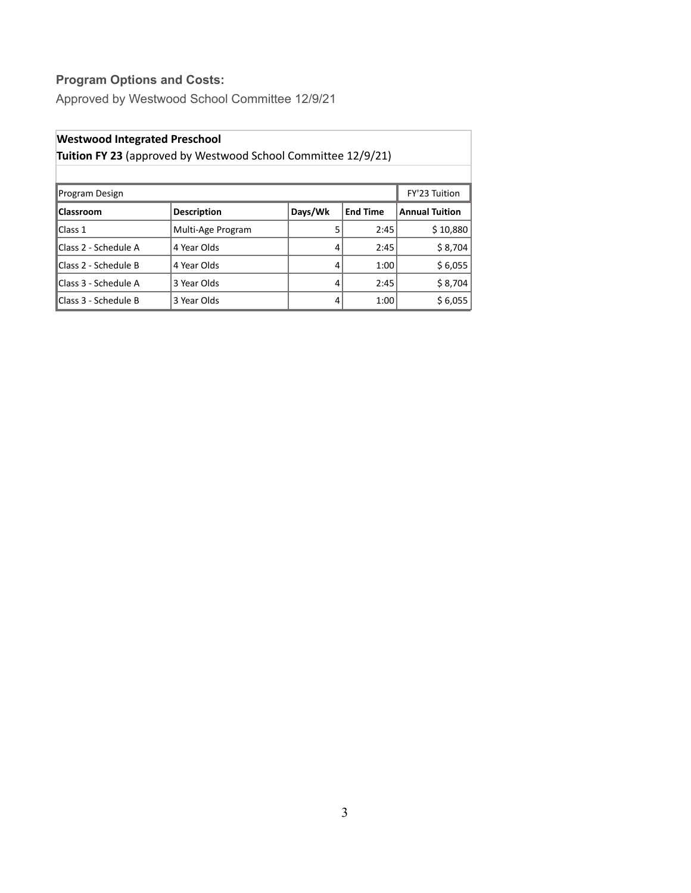### Program Options and Costs:

Approved by Westwood School Committee 12/9/21

| **Westwood Integrated Preschool**<br>**Tuition FY 23** (approved by Westwood School Committee 12/9/21) | | | | |
|---|---|---|---|---|
| Program Design | | | | FY'23 Tuition |
| **Classroom** | **Description** | **Days/Wk** | **End Time** | **Annual Tuition** |
| Class 1 | Multi-Age Program | 5 | 2:45 | $ 10,880 |
| Class 2 - Schedule A | 4 Year Olds | 4 | 2:45 | $ 8,704 |
| Class 2 - Schedule B | 4 Year Olds | 4 | 1:00 | $ 6,055 |
| Class 3 - Schedule A | 3 Year Olds | 4 | 2:45 | $ 8,704 |
| Class 3 - Schedule B | 3 Year Olds | 4 | 1:00 | $ 6,055 |